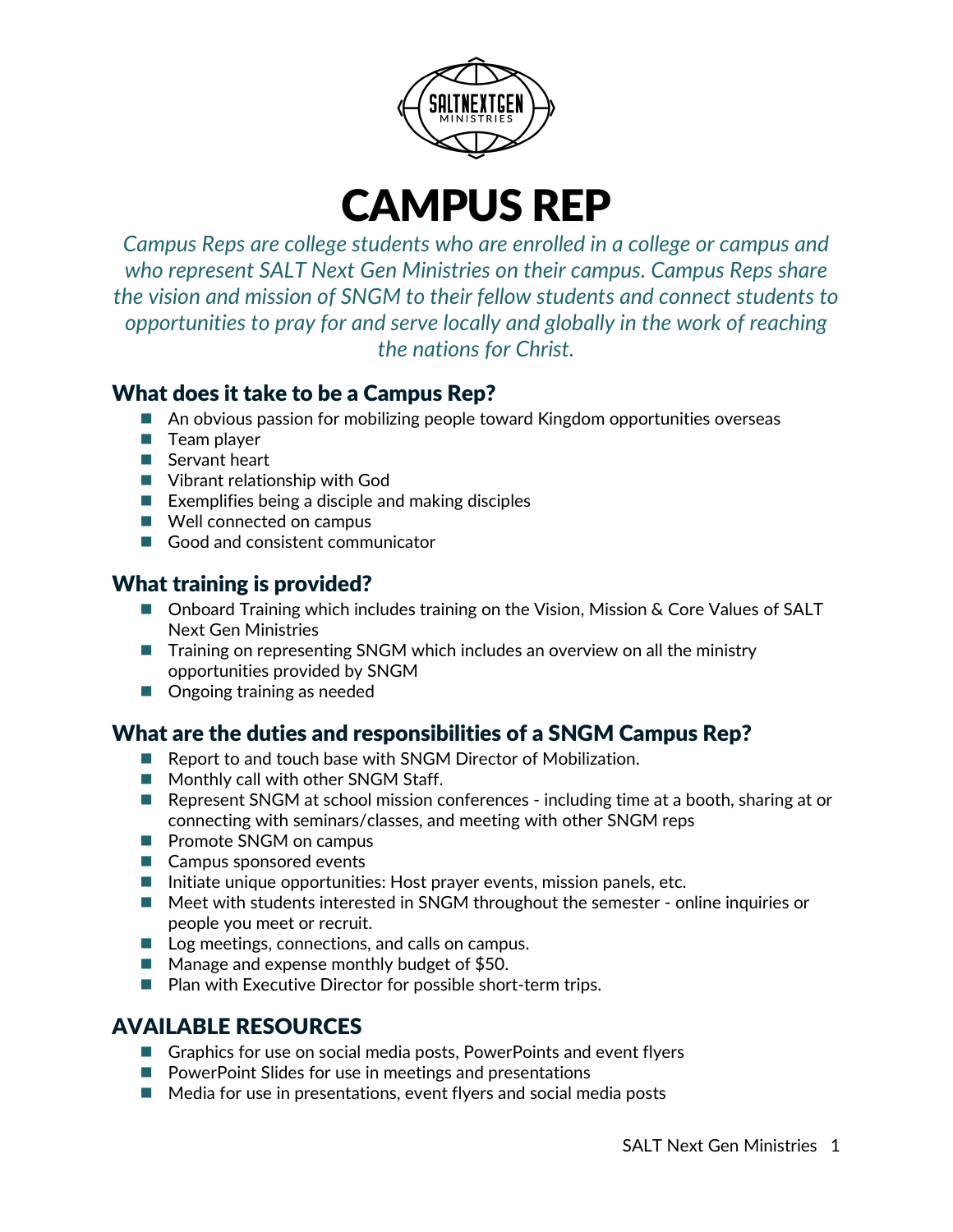# CAMPUS REP

*Campus Reps are college students who are enrolled in a college or campus and who represent SALT Next Gen Ministries on their campus. Campus Reps share the vision and mission of SNGM to their fellow students and connect students to opportunities to pray for and serve locally and globally in the work of reaching the nations for Christ.*

## What does it take to be a Campus Rep?

- An obvious passion for mobilizing people toward Kingdom opportunities overseas
- Team player
- Servant heart
- Vibrant relationship with God
- Exemplifies being a disciple and making disciples
- Well connected on campus
- Good and consistent communicator

## What training is provided?

- Onboard Training which includes training on the Vision, Mission & Core Values of SALT Next Gen Ministries
- Training on representing SNGM which includes an overview on all the ministry opportunities provided by SNGM
- Ongoing training as needed

## What are the duties and responsibilities of a SNGM Campus Rep?

- Report to and touch base with SNGM Director of Mobilization.
- Monthly call with other SNGM Staff.
- Represent SNGM at school mission conferences - including time at a booth, sharing at or connecting with seminars/classes, and meeting with other SNGM reps
- Promote SNGM on campus
- Campus sponsored events
- Initiate unique opportunities: Host prayer events, mission panels, etc.
- Meet with students interested in SNGM throughout the semester - online inquiries or people you meet or recruit.
- Log meetings, connections, and calls on campus.
- Manage and expense monthly budget of $50.
- Plan with Executive Director for possible short-term trips.

## AVAILABLE RESOURCES

- Graphics for use on social media posts, PowerPoints and event flyers
- PowerPoint Slides for use in meetings and presentations
- Media for use in presentations, event flyers and social media posts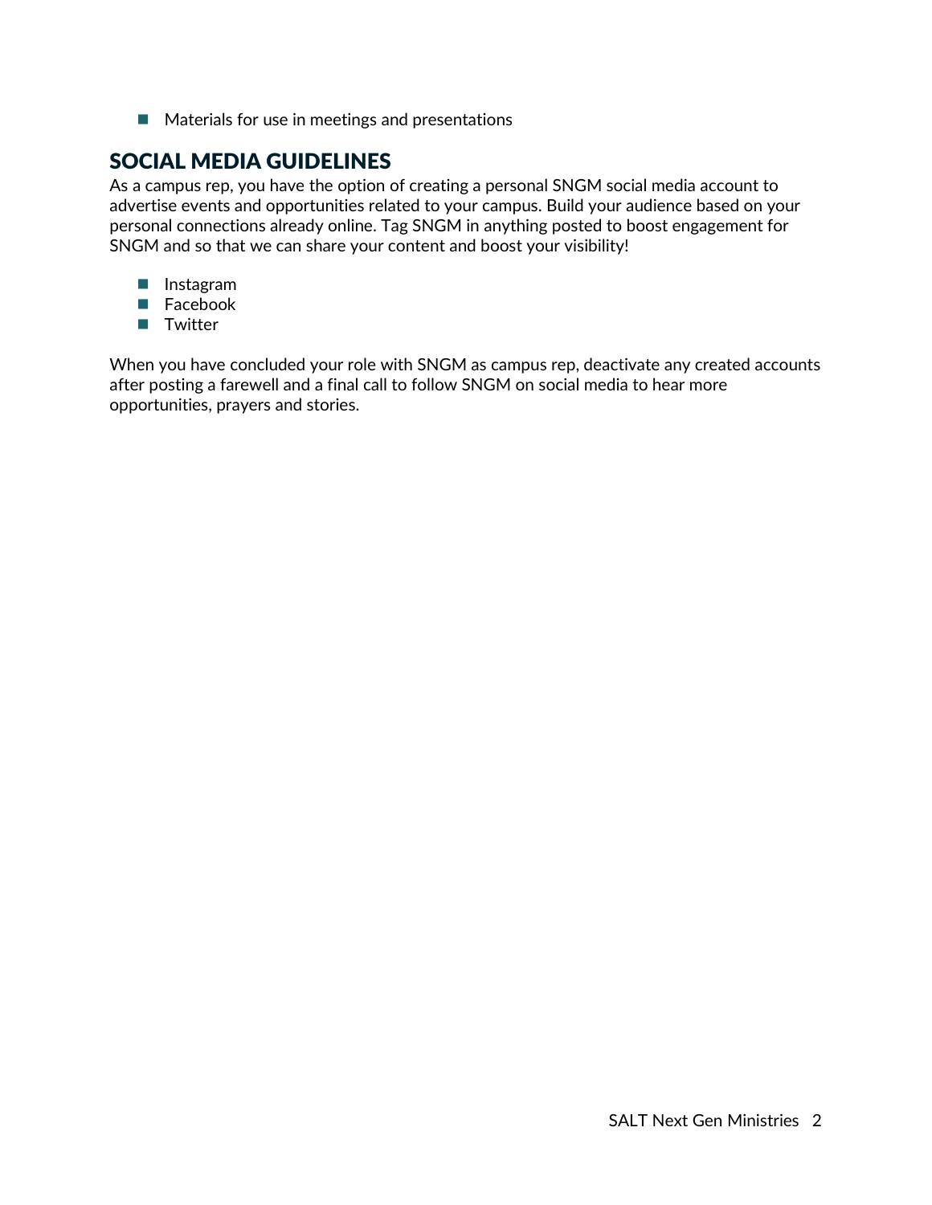- Materials for use in meetings and presentations

## SOCIAL MEDIA GUIDELINES

As a campus rep, you have the option of creating a personal SNGM social media account to advertise events and opportunities related to your campus. Build your audience based on your personal connections already online. Tag SNGM in anything posted to boost engagement for SNGM and so that we can share your content and boost your visibility!

- Instagram
- Facebook
- Twitter

When you have concluded your role with SNGM as campus rep, deactivate any created accounts after posting a farewell and a final call to follow SNGM on social media to hear more opportunities, prayers and stories.